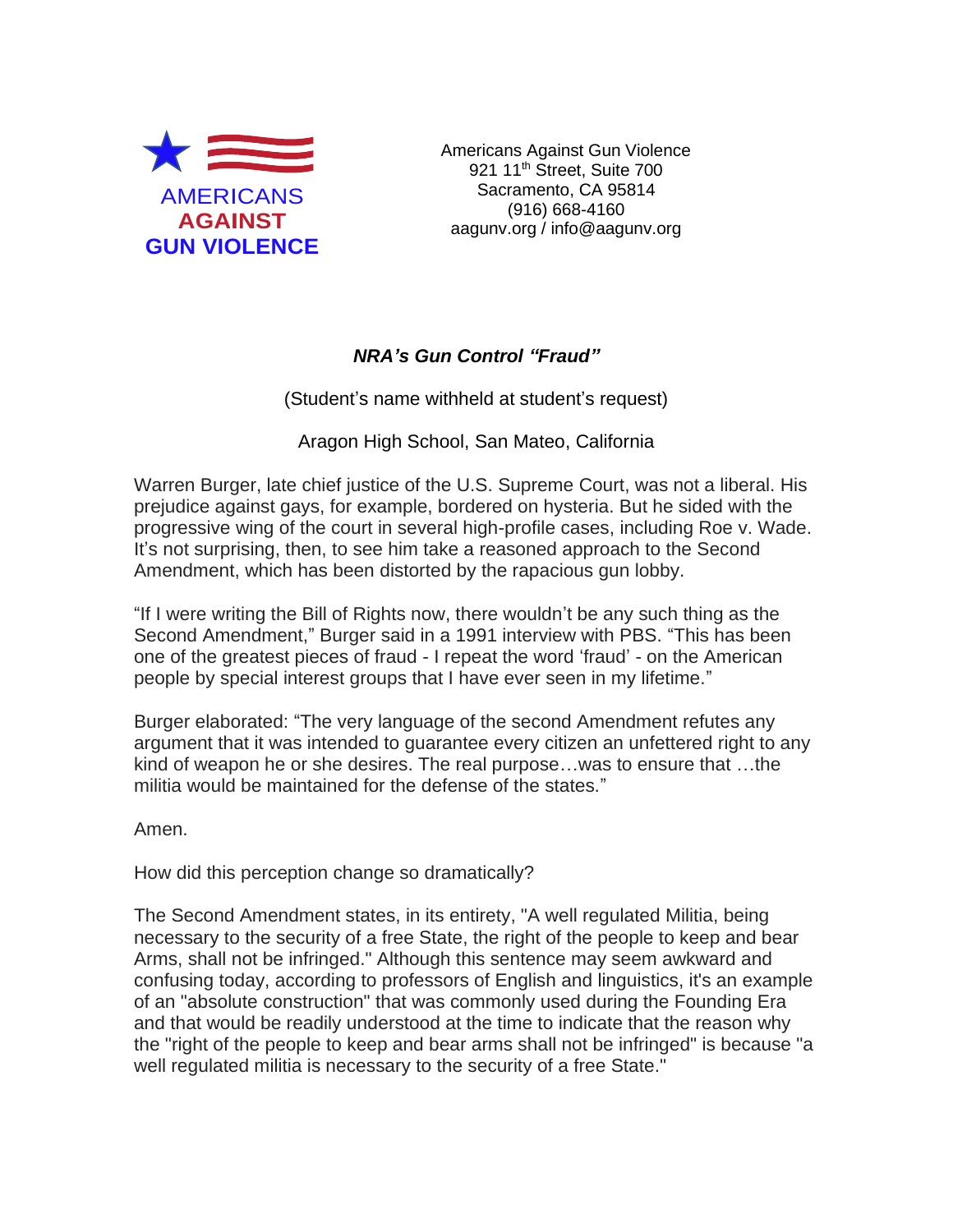AMERICANS AGAINST GUN VIOLENCE

Americans Against Gun Violence
921 11th Street, Suite 700
Sacramento, CA 95814
(916) 668-4160
aagunv.org / info@aagunv.org

# *NRA's Gun Control "Fraud"*

(Student's name withheld at student's request)

Aragon High School, San Mateo, California

Warren Burger, late chief justice of the U.S. Supreme Court, was not a liberal. His prejudice against gays, for example, bordered on hysteria. But he sided with the progressive wing of the court in several high-profile cases, including Roe v. Wade. It's not surprising, then, to see him take a reasoned approach to the Second Amendment, which has been distorted by the rapacious gun lobby.

"If I were writing the Bill of Rights now, there wouldn't be any such thing as the Second Amendment," Burger said in a 1991 interview with PBS. "This has been one of the greatest pieces of fraud - I repeat the word 'fraud' - on the American people by special interest groups that I have ever seen in my lifetime."

Burger elaborated: "The very language of the second Amendment refutes any argument that it was intended to guarantee every citizen an unfettered right to any kind of weapon he or she desires. The real purpose…was to ensure that …the militia would be maintained for the defense of the states."

Amen.

How did this perception change so dramatically?

The Second Amendment states, in its entirety, "A well regulated Militia, being necessary to the security of a free State, the right of the people to keep and bear Arms, shall not be infringed." Although this sentence may seem awkward and confusing today, according to professors of English and linguistics, it's an example of an "absolute construction" that was commonly used during the Founding Era and that would be readily understood at the time to indicate that the reason why the "right of the people to keep and bear arms shall not be infringed" is because "a well regulated militia is necessary to the security of a free State."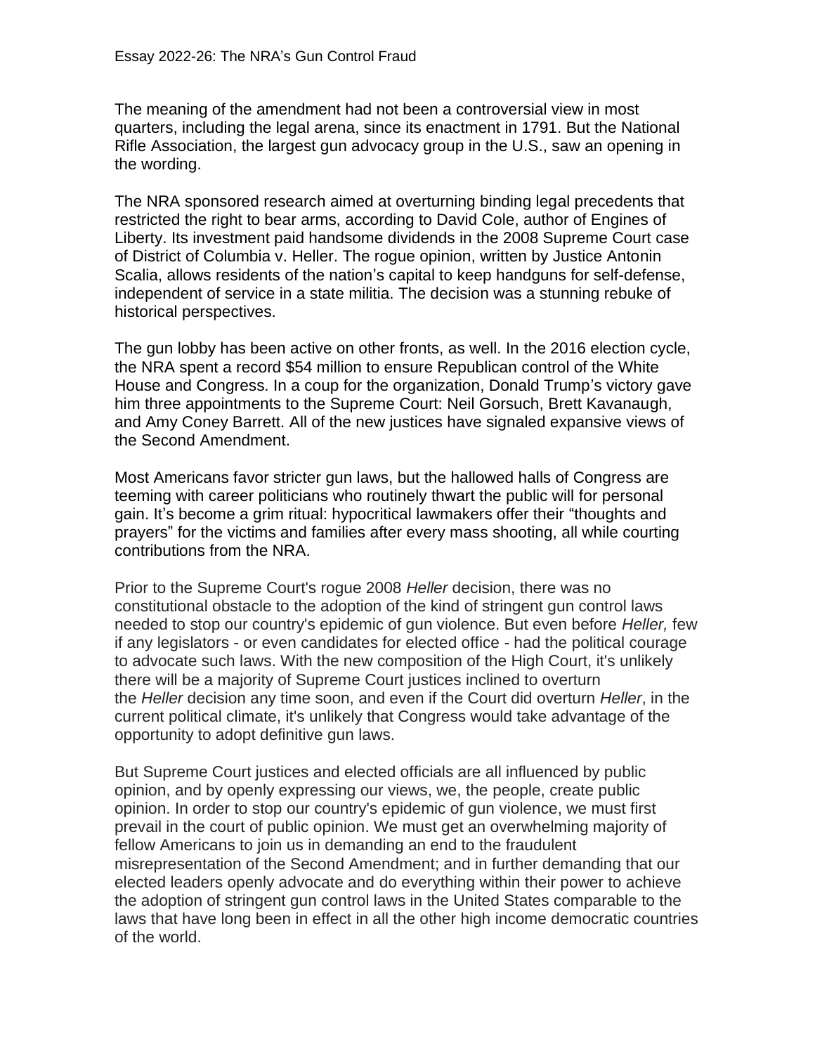The meaning of the amendment had not been a controversial view in most quarters, including the legal arena, since its enactment in 1791. But the National Rifle Association, the largest gun advocacy group in the U.S., saw an opening in the wording.

The NRA sponsored research aimed at overturning binding legal precedents that restricted the right to bear arms, according to David Cole, author of Engines of Liberty. Its investment paid handsome dividends in the 2008 Supreme Court case of District of Columbia v. Heller. The rogue opinion, written by Justice Antonin Scalia, allows residents of the nation's capital to keep handguns for self-defense, independent of service in a state militia. The decision was a stunning rebuke of historical perspectives.

The gun lobby has been active on other fronts, as well. In the 2016 election cycle, the NRA spent a record $54 million to ensure Republican control of the White House and Congress. In a coup for the organization, Donald Trump's victory gave him three appointments to the Supreme Court: Neil Gorsuch, Brett Kavanaugh, and Amy Coney Barrett. All of the new justices have signaled expansive views of the Second Amendment.

Most Americans favor stricter gun laws, but the hallowed halls of Congress are teeming with career politicians who routinely thwart the public will for personal gain. It's become a grim ritual: hypocritical lawmakers offer their "thoughts and prayers" for the victims and families after every mass shooting, all while courting contributions from the NRA.

Prior to the Supreme Court's rogue 2008 *Heller* decision, there was no constitutional obstacle to the adoption of the kind of stringent gun control laws needed to stop our country's epidemic of gun violence. But even before *Heller,* few if any legislators - or even candidates for elected office - had the political courage to advocate such laws. With the new composition of the High Court, it's unlikely there will be a majority of Supreme Court justices inclined to overturn the *Heller* decision any time soon, and even if the Court did overturn *Heller*, in the current political climate, it's unlikely that Congress would take advantage of the opportunity to adopt definitive gun laws.

But Supreme Court justices and elected officials are all influenced by public opinion, and by openly expressing our views, we, the people, create public opinion. In order to stop our country's epidemic of gun violence, we must first prevail in the court of public opinion. We must get an overwhelming majority of fellow Americans to join us in demanding an end to the fraudulent misrepresentation of the Second Amendment; and in further demanding that our elected leaders openly advocate and do everything within their power to achieve the adoption of stringent gun control laws in the United States comparable to the laws that have long been in effect in all the other high income democratic countries of the world.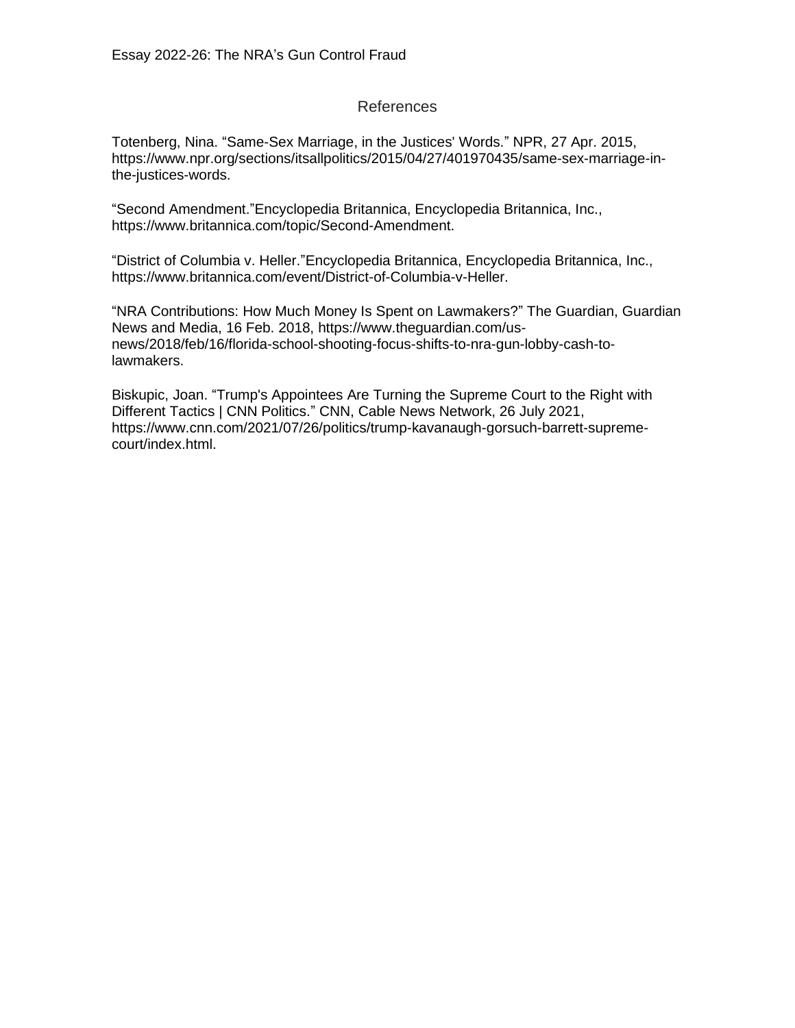## References

Totenberg, Nina. "Same-Sex Marriage, in the Justices' Words." NPR, 27 Apr. 2015, https://www.npr.org/sections/itsallpolitics/2015/04/27/401970435/same-sex-marriage-in-the-justices-words.

"Second Amendment."Encyclopedia Britannica, Encyclopedia Britannica, Inc., https://www.britannica.com/topic/Second-Amendment.

"District of Columbia v. Heller."Encyclopedia Britannica, Encyclopedia Britannica, Inc., https://www.britannica.com/event/District-of-Columbia-v-Heller.

"NRA Contributions: How Much Money Is Spent on Lawmakers?" The Guardian, Guardian News and Media, 16 Feb. 2018, https://www.theguardian.com/us-news/2018/feb/16/florida-school-shooting-focus-shifts-to-nra-gun-lobby-cash-to-lawmakers.

Biskupic, Joan. "Trump's Appointees Are Turning the Supreme Court to the Right with Different Tactics | CNN Politics." CNN, Cable News Network, 26 July 2021, https://www.cnn.com/2021/07/26/politics/trump-kavanaugh-gorsuch-barrett-supreme-court/index.html.